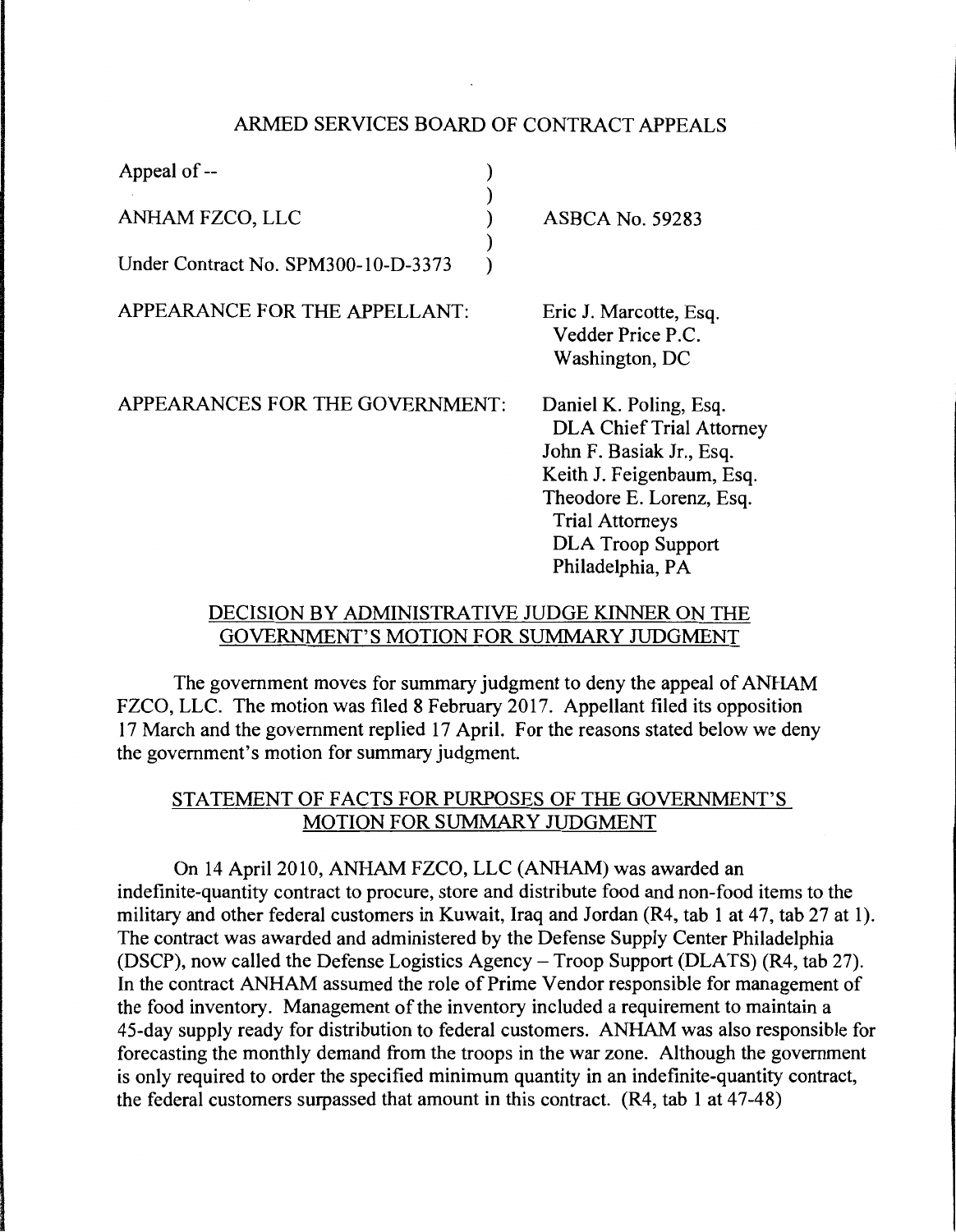ARMED SERVICES BOARD OF CONTRACT APPEALS

| | | |
|---|---|---|
| Appeal of -- | ) | |
| | ) | |
| ANHAM FZCO, LLC | ) | ASBCA No. 59283 |
| | ) | |
| Under Contract No. SPM300-10-D-3373 | ) | |

APPEARANCE FOR THE APPELLANT: Eric J. Marcotte, Esq.
Vedder Price P.C.
Washington, DC

APPEARANCES FOR THE GOVERNMENT: Daniel K. Poling, Esq.
DLA Chief Trial Attorney
John F. Basiak Jr., Esq.
Keith J. Feigenbaum, Esq.
Theodore E. Lorenz, Esq.
Trial Attorneys
DLA Troop Support
Philadelphia, PA

## DECISION BY ADMINISTRATIVE JUDGE KINNER ON THE GOVERNMENT'S MOTION FOR SUMMARY JUDGMENT

The government moves for summary judgment to deny the appeal of ANHAM FZCO, LLC. The motion was filed 8 February 2017. Appellant filed its opposition 17 March and the government replied 17 April. For the reasons stated below we deny the government's motion for summary judgment.

## STATEMENT OF FACTS FOR PURPOSES OF THE GOVERNMENT'S MOTION FOR SUMMARY JUDGMENT

On 14 April 2010, ANHAM FZCO, LLC (ANHAM) was awarded an indefinite-quantity contract to procure, store and distribute food and non-food items to the military and other federal customers in Kuwait, Iraq and Jordan (R4, tab 1 at 47, tab 27 at 1). The contract was awarded and administered by the Defense Supply Center Philadelphia (DSCP), now called the Defense Logistics Agency – Troop Support (DLATS) (R4, tab 27). In the contract ANHAM assumed the role of Prime Vendor responsible for management of the food inventory. Management of the inventory included a requirement to maintain a 45-day supply ready for distribution to federal customers. ANHAM was also responsible for forecasting the monthly demand from the troops in the war zone. Although the government is only required to order the specified minimum quantity in an indefinite-quantity contract, the federal customers surpassed that amount in this contract. (R4, tab 1 at 47-48)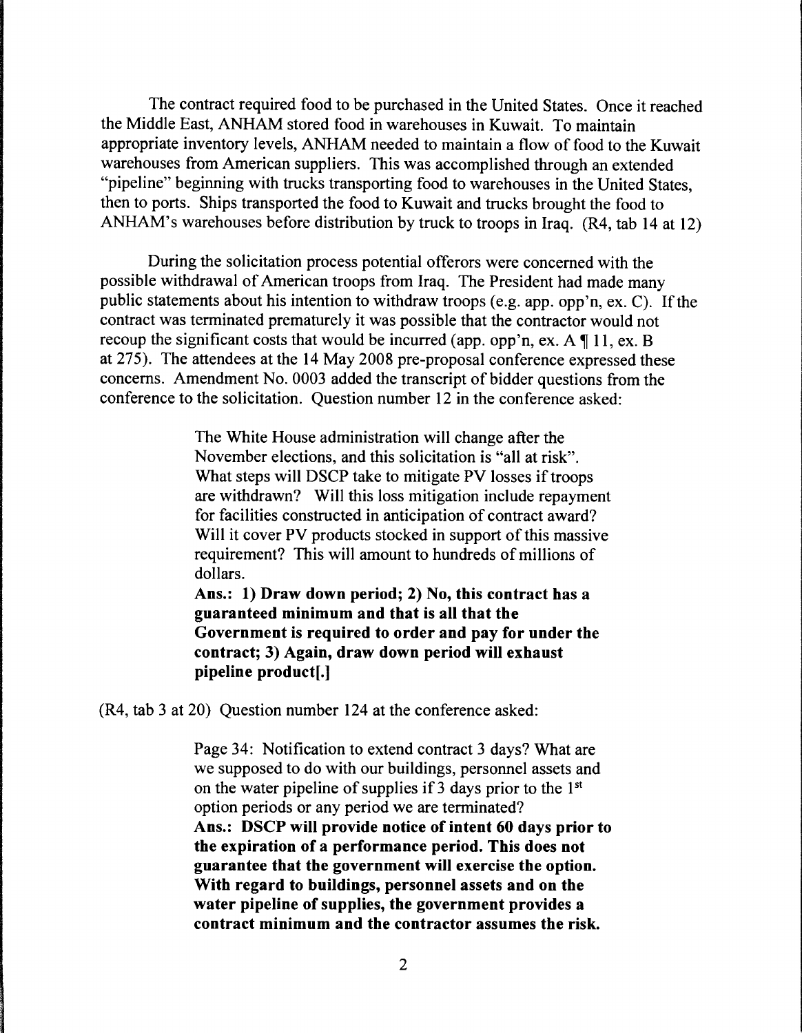The contract required food to be purchased in the United States. Once it reached the Middle East, ANHAM stored food in warehouses in Kuwait. To maintain appropriate inventory levels, ANHAM needed to maintain a flow of food to the Kuwait warehouses from American suppliers. This was accomplished through an extended "pipeline" beginning with trucks transporting food to warehouses in the United States, then to ports. Ships transported the food to Kuwait and trucks brought the food to ANHAM's warehouses before distribution by truck to troops in Iraq. (R4, tab 14 at 12)

During the solicitation process potential offerors were concerned with the possible withdrawal of American troops from Iraq. The President had made many public statements about his intention to withdraw troops (e.g. app. opp'n, ex. C). If the contract was terminated prematurely it was possible that the contractor would not recoup the significant costs that would be incurred (app. opp'n, ex. A ¶ 11, ex. B at 275). The attendees at the 14 May 2008 pre-proposal conference expressed these concerns. Amendment No. 0003 added the transcript of bidder questions from the conference to the solicitation. Question number 12 in the conference asked:

> The White House administration will change after the November elections, and this solicitation is "all at risk". What steps will DSCP take to mitigate PV losses if troops are withdrawn? Will this loss mitigation include repayment for facilities constructed in anticipation of contract award? Will it cover PV products stocked in support of this massive requirement? This will amount to hundreds of millions of dollars.
>
> **Ans.: 1) Draw down period; 2) No, this contract has a guaranteed minimum and that is all that the Government is required to order and pay for under the contract; 3) Again, draw down period will exhaust pipeline product[.]**

(R4, tab 3 at 20) Question number 124 at the conference asked:

> Page 34: Notification to extend contract 3 days? What are we supposed to do with our buildings, personnel assets and on the water pipeline of supplies if 3 days prior to the 1st option periods or any period we are terminated?
>
> **Ans.: DSCP will provide notice of intent 60 days prior to the expiration of a performance period. This does not guarantee that the government will exercise the option. With regard to buildings, personnel assets and on the water pipeline of supplies, the government provides a contract minimum and the contractor assumes the risk.**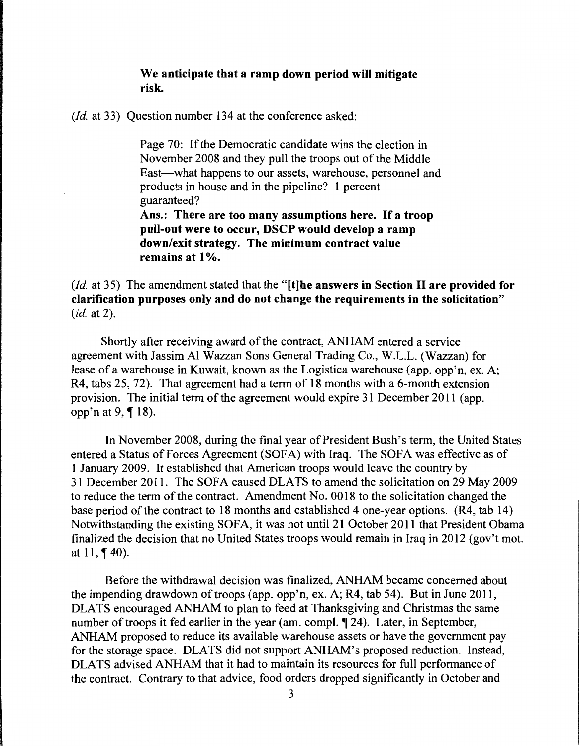> **We anticipate that a ramp down period will mitigate risk.**

(*Id.* at 33) Question number 134 at the conference asked:

> Page 70: If the Democratic candidate wins the election in November 2008 and they pull the troops out of the Middle East—what happens to our assets, warehouse, personnel and products in house and in the pipeline? 1 percent guaranteed?
> **Ans.: There are too many assumptions here. If a troop pull-out were to occur, DSCP would develop a ramp down/exit strategy. The minimum contract value remains at 1%.**

(*Id.* at 35) The amendment stated that the "**[t]he answers in Section II are provided for clarification purposes only and do not change the requirements in the solicitation**" (*id.* at 2).

Shortly after receiving award of the contract, ANHAM entered a service agreement with Jassim Al Wazzan Sons General Trading Co., W.L.L. (Wazzan) for lease of a warehouse in Kuwait, known as the Logistica warehouse (app. opp'n, ex. A; R4, tabs 25, 72). That agreement had a term of 18 months with a 6-month extension provision. The initial term of the agreement would expire 31 December 2011 (app. opp'n at 9, ¶ 18).

In November 2008, during the final year of President Bush's term, the United States entered a Status of Forces Agreement (SOFA) with Iraq. The SOFA was effective as of 1 January 2009. It established that American troops would leave the country by 31 December 2011. The SOFA caused DLATS to amend the solicitation on 29 May 2009 to reduce the term of the contract. Amendment No. 0018 to the solicitation changed the base period of the contract to 18 months and established 4 one-year options. (R4, tab 14) Notwithstanding the existing SOFA, it was not until 21 October 2011 that President Obama finalized the decision that no United States troops would remain in Iraq in 2012 (gov't mot. at 11, ¶ 40).

Before the withdrawal decision was finalized, ANHAM became concerned about the impending drawdown of troops (app. opp'n, ex. A; R4, tab 54). But in June 2011, DLATS encouraged ANHAM to plan to feed at Thanksgiving and Christmas the same number of troops it fed earlier in the year (am. compl. ¶ 24). Later, in September, ANHAM proposed to reduce its available warehouse assets or have the government pay for the storage space. DLATS did not support ANHAM's proposed reduction. Instead, DLATS advised ANHAM that it had to maintain its resources for full performance of the contract. Contrary to that advice, food orders dropped significantly in October and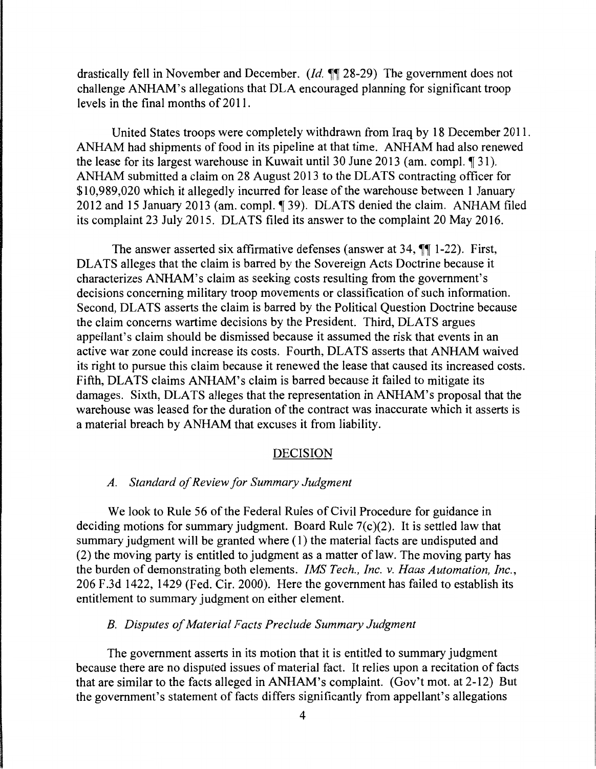drastically fell in November and December. (*Id.* ¶¶ 28-29) The government does not challenge ANHAM's allegations that DLA encouraged planning for significant troop levels in the final months of 2011.

United States troops were completely withdrawn from Iraq by 18 December 2011. ANHAM had shipments of food in its pipeline at that time. ANHAM had also renewed the lease for its largest warehouse in Kuwait until 30 June 2013 (am. compl. ¶ 31). ANHAM submitted a claim on 28 August 2013 to the DLATS contracting officer for $10,989,020 which it allegedly incurred for lease of the warehouse between 1 January 2012 and 15 January 2013 (am. compl. ¶ 39). DLATS denied the claim. ANHAM filed its complaint 23 July 2015. DLATS filed its answer to the complaint 20 May 2016.

The answer asserted six affirmative defenses (answer at 34, ¶¶ 1-22). First, DLATS alleges that the claim is barred by the Sovereign Acts Doctrine because it characterizes ANHAM's claim as seeking costs resulting from the government's decisions concerning military troop movements or classification of such information. Second, DLATS asserts the claim is barred by the Political Question Doctrine because the claim concerns wartime decisions by the President. Third, DLATS argues appellant's claim should be dismissed because it assumed the risk that events in an active war zone could increase its costs. Fourth, DLATS asserts that ANHAM waived its right to pursue this claim because it renewed the lease that caused its increased costs. Fifth, DLATS claims ANHAM's claim is barred because it failed to mitigate its damages. Sixth, DLATS alleges that the representation in ANHAM's proposal that the warehouse was leased for the duration of the contract was inaccurate which it asserts is a material breach by ANHAM that excuses it from liability.

## DECISION

### *A. Standard of Review for Summary Judgment*

We look to Rule 56 of the Federal Rules of Civil Procedure for guidance in deciding motions for summary judgment. Board Rule 7(c)(2). It is settled law that summary judgment will be granted where (1) the material facts are undisputed and (2) the moving party is entitled to judgment as a matter of law. The moving party has the burden of demonstrating both elements. *IMS Tech., Inc. v. Haas Automation, Inc.*, 206 F.3d 1422, 1429 (Fed. Cir. 2000). Here the government has failed to establish its entitlement to summary judgment on either element.

### *B. Disputes of Material Facts Preclude Summary Judgment*

The government asserts in its motion that it is entitled to summary judgment because there are no disputed issues of material fact. It relies upon a recitation of facts that are similar to the facts alleged in ANHAM's complaint. (Gov't mot. at 2-12) But the government's statement of facts differs significantly from appellant's allegations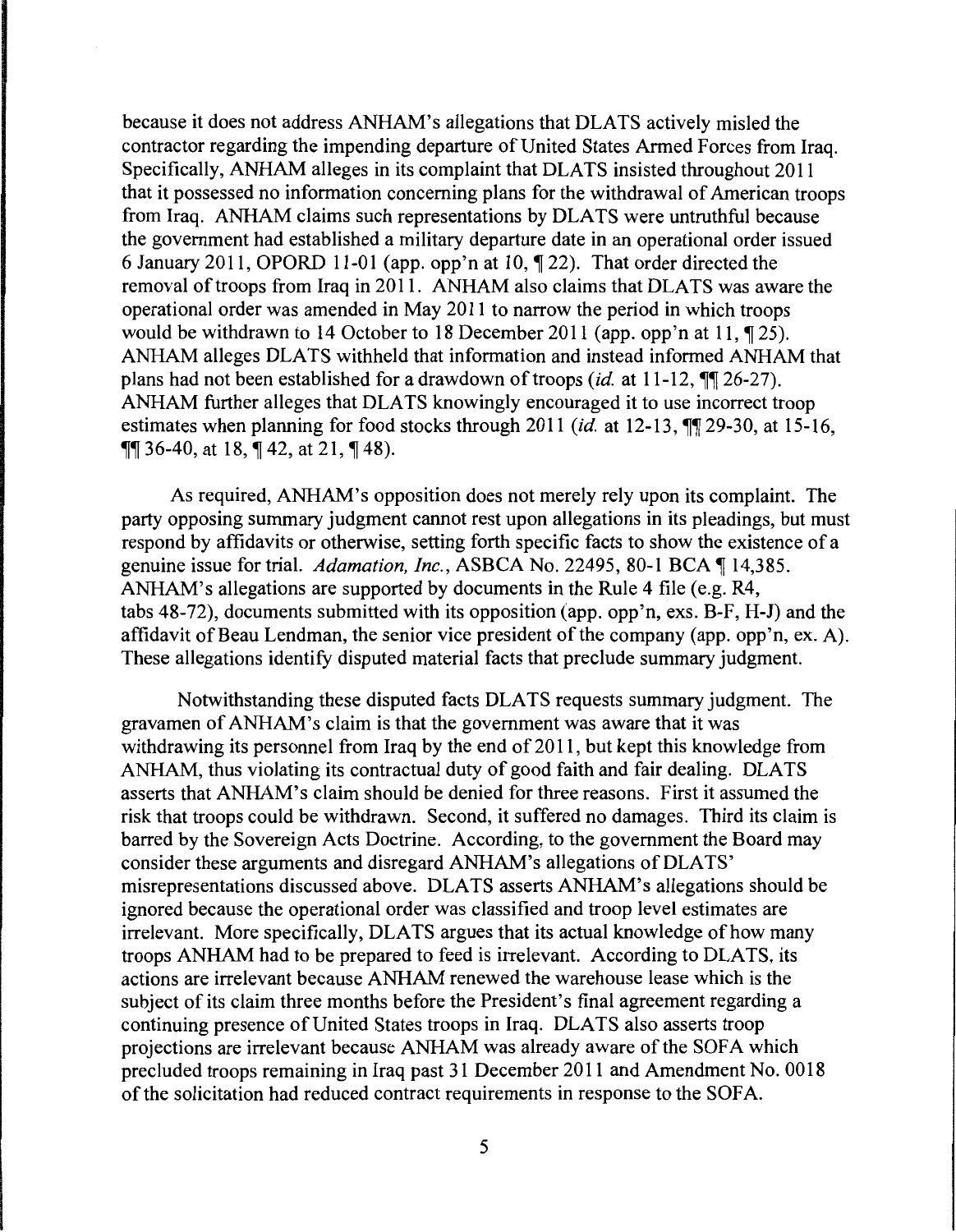because it does not address ANHAM's allegations that DLATS actively misled the contractor regarding the impending departure of United States Armed Forces from Iraq. Specifically, ANHAM alleges in its complaint that DLATS insisted throughout 2011 that it possessed no information concerning plans for the withdrawal of American troops from Iraq. ANHAM claims such representations by DLATS were untruthful because the government had established a military departure date in an operational order issued 6 January 2011, OPORD 11-01 (app. opp'n at 10, ¶ 22). That order directed the removal of troops from Iraq in 2011. ANHAM also claims that DLATS was aware the operational order was amended in May 2011 to narrow the period in which troops would be withdrawn to 14 October to 18 December 2011 (app. opp'n at 11, ¶ 25). ANHAM alleges DLATS withheld that information and instead informed ANHAM that plans had not been established for a drawdown of troops (*id.* at 11-12, ¶¶ 26-27). ANHAM further alleges that DLATS knowingly encouraged it to use incorrect troop estimates when planning for food stocks through 2011 (*id.* at 12-13, ¶¶ 29-30, at 15-16, ¶¶ 36-40, at 18, ¶ 42, at 21, ¶ 48).

As required, ANHAM's opposition does not merely rely upon its complaint. The party opposing summary judgment cannot rest upon allegations in its pleadings, but must respond by affidavits or otherwise, setting forth specific facts to show the existence of a genuine issue for trial. *Adamation, Inc.*, ASBCA No. 22495, 80-1 BCA ¶ 14,385. ANHAM's allegations are supported by documents in the Rule 4 file (e.g. R4, tabs 48-72), documents submitted with its opposition (app. opp'n, exs. B-F, H-J) and the affidavit of Beau Lendman, the senior vice president of the company (app. opp'n, ex. A). These allegations identify disputed material facts that preclude summary judgment.

Notwithstanding these disputed facts DLATS requests summary judgment. The gravamen of ANHAM's claim is that the government was aware that it was withdrawing its personnel from Iraq by the end of 2011, but kept this knowledge from ANHAM, thus violating its contractual duty of good faith and fair dealing. DLATS asserts that ANHAM's claim should be denied for three reasons. First it assumed the risk that troops could be withdrawn. Second, it suffered no damages. Third its claim is barred by the Sovereign Acts Doctrine. According, to the government the Board may consider these arguments and disregard ANHAM's allegations of DLATS' misrepresentations discussed above. DLATS asserts ANHAM's allegations should be ignored because the operational order was classified and troop level estimates are irrelevant. More specifically, DLATS argues that its actual knowledge of how many troops ANHAM had to be prepared to feed is irrelevant. According to DLATS, its actions are irrelevant because ANHAM renewed the warehouse lease which is the subject of its claim three months before the President's final agreement regarding a continuing presence of United States troops in Iraq. DLATS also asserts troop projections are irrelevant because ANHAM was already aware of the SOFA which precluded troops remaining in Iraq past 31 December 2011 and Amendment No. 0018 of the solicitation had reduced contract requirements in response to the SOFA.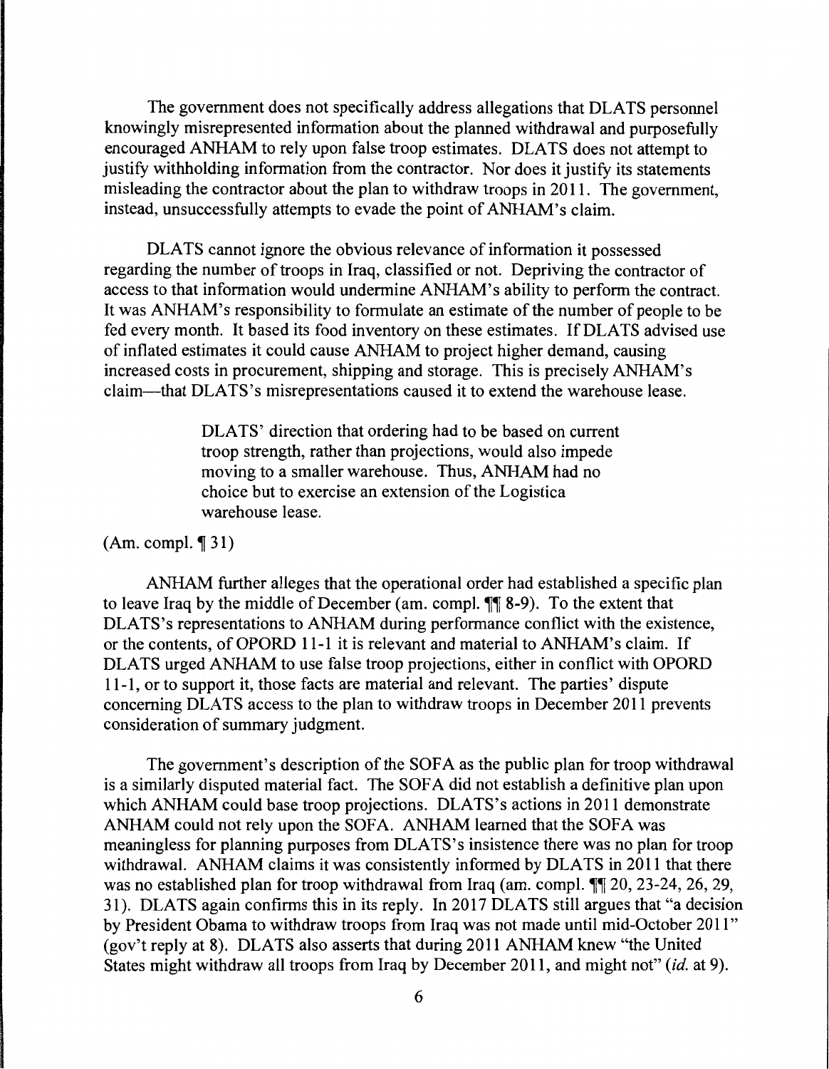The government does not specifically address allegations that DLATS personnel knowingly misrepresented information about the planned withdrawal and purposefully encouraged ANHAM to rely upon false troop estimates. DLATS does not attempt to justify withholding information from the contractor. Nor does it justify its statements misleading the contractor about the plan to withdraw troops in 2011. The government, instead, unsuccessfully attempts to evade the point of ANHAM's claim.

DLATS cannot ignore the obvious relevance of information it possessed regarding the number of troops in Iraq, classified or not. Depriving the contractor of access to that information would undermine ANHAM's ability to perform the contract. It was ANHAM's responsibility to formulate an estimate of the number of people to be fed every month. It based its food inventory on these estimates. If DLATS advised use of inflated estimates it could cause ANHAM to project higher demand, causing increased costs in procurement, shipping and storage. This is precisely ANHAM's claim—that DLATS's misrepresentations caused it to extend the warehouse lease.

> DLATS' direction that ordering had to be based on current troop strength, rather than projections, would also impede moving to a smaller warehouse. Thus, ANHAM had no choice but to exercise an extension of the Logistica warehouse lease.

(Am. compl. ¶ 31)

ANHAM further alleges that the operational order had established a specific plan to leave Iraq by the middle of December (am. compl. ¶¶ 8-9). To the extent that DLATS's representations to ANHAM during performance conflict with the existence, or the contents, of OPORD 11-1 it is relevant and material to ANHAM's claim. If DLATS urged ANHAM to use false troop projections, either in conflict with OPORD 11-1, or to support it, those facts are material and relevant. The parties' dispute concerning DLATS access to the plan to withdraw troops in December 2011 prevents consideration of summary judgment.

The government's description of the SOFA as the public plan for troop withdrawal is a similarly disputed material fact. The SOFA did not establish a definitive plan upon which ANHAM could base troop projections. DLATS's actions in 2011 demonstrate ANHAM could not rely upon the SOFA. ANHAM learned that the SOFA was meaningless for planning purposes from DLATS's insistence there was no plan for troop withdrawal. ANHAM claims it was consistently informed by DLATS in 2011 that there was no established plan for troop withdrawal from Iraq (am. compl. ¶¶ 20, 23-24, 26, 29, 31). DLATS again confirms this in its reply. In 2017 DLATS still argues that "a decision by President Obama to withdraw troops from Iraq was not made until mid-October 2011" (gov't reply at 8). DLATS also asserts that during 2011 ANHAM knew "the United States might withdraw all troops from Iraq by December 2011, and might not" (*id.* at 9).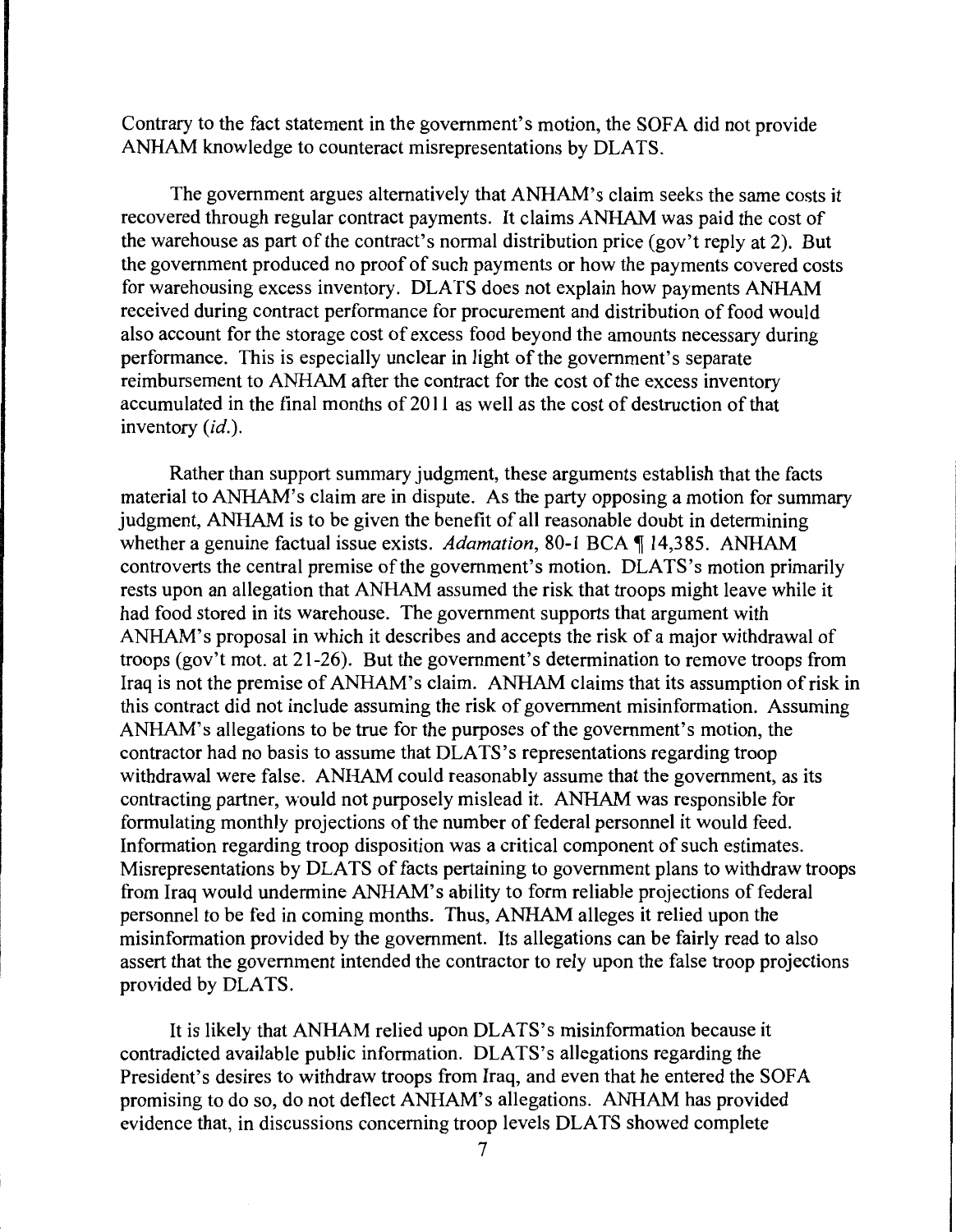Contrary to the fact statement in the government's motion, the SOFA did not provide ANHAM knowledge to counteract misrepresentations by DLATS.

The government argues alternatively that ANHAM's claim seeks the same costs it recovered through regular contract payments. It claims ANHAM was paid the cost of the warehouse as part of the contract's normal distribution price (gov't reply at 2). But the government produced no proof of such payments or how the payments covered costs for warehousing excess inventory. DLATS does not explain how payments ANHAM received during contract performance for procurement and distribution of food would also account for the storage cost of excess food beyond the amounts necessary during performance. This is especially unclear in light of the government's separate reimbursement to ANHAM after the contract for the cost of the excess inventory accumulated in the final months of 2011 as well as the cost of destruction of that inventory (*id.*).

Rather than support summary judgment, these arguments establish that the facts material to ANHAM's claim are in dispute. As the party opposing a motion for summary judgment, ANHAM is to be given the benefit of all reasonable doubt in determining whether a genuine factual issue exists. *Adamation*, 80-1 BCA ¶ 14,385. ANHAM controverts the central premise of the government's motion. DLATS's motion primarily rests upon an allegation that ANHAM assumed the risk that troops might leave while it had food stored in its warehouse. The government supports that argument with ANHAM's proposal in which it describes and accepts the risk of a major withdrawal of troops (gov't mot. at 21-26). But the government's determination to remove troops from Iraq is not the premise of ANHAM's claim. ANHAM claims that its assumption of risk in this contract did not include assuming the risk of government misinformation. Assuming ANHAM's allegations to be true for the purposes of the government's motion, the contractor had no basis to assume that DLATS's representations regarding troop withdrawal were false. ANHAM could reasonably assume that the government, as its contracting partner, would not purposely mislead it. ANHAM was responsible for formulating monthly projections of the number of federal personnel it would feed. Information regarding troop disposition was a critical component of such estimates. Misrepresentations by DLATS of facts pertaining to government plans to withdraw troops from Iraq would undermine ANHAM's ability to form reliable projections of federal personnel to be fed in coming months. Thus, ANHAM alleges it relied upon the misinformation provided by the government. Its allegations can be fairly read to also assert that the government intended the contractor to rely upon the false troop projections provided by DLATS.

It is likely that ANHAM relied upon DLATS's misinformation because it contradicted available public information. DLATS's allegations regarding the President's desires to withdraw troops from Iraq, and even that he entered the SOFA promising to do so, do not deflect ANHAM's allegations. ANHAM has provided evidence that, in discussions concerning troop levels DLATS showed complete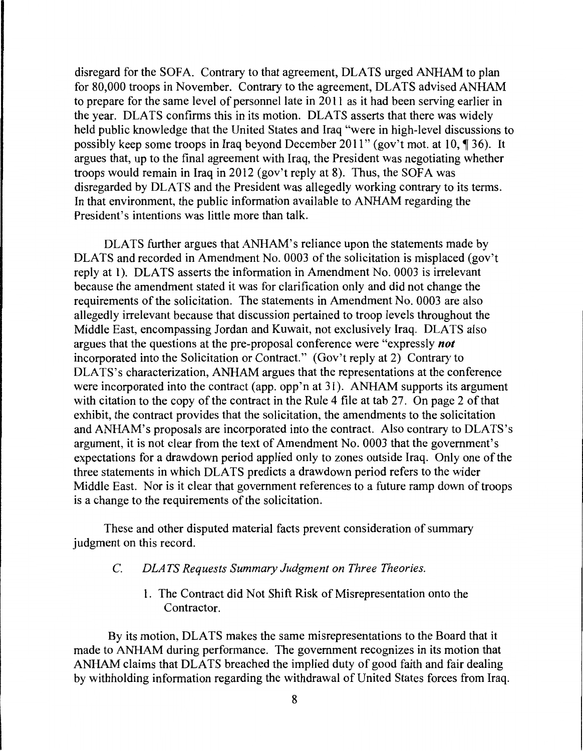disregard for the SOFA. Contrary to that agreement, DLATS urged ANHAM to plan for 80,000 troops in November. Contrary to the agreement, DLATS advised ANHAM to prepare for the same level of personnel late in 2011 as it had been serving earlier in the year. DLATS confirms this in its motion. DLATS asserts that there was widely held public knowledge that the United States and Iraq "were in high-level discussions to possibly keep some troops in Iraq beyond December 2011" (gov't mot. at 10, ¶ 36). It argues that, up to the final agreement with Iraq, the President was negotiating whether troops would remain in Iraq in 2012 (gov't reply at 8). Thus, the SOFA was disregarded by DLATS and the President was allegedly working contrary to its terms. In that environment, the public information available to ANHAM regarding the President's intentions was little more than talk.

DLATS further argues that ANHAM's reliance upon the statements made by DLATS and recorded in Amendment No. 0003 of the solicitation is misplaced (gov't reply at 1). DLATS asserts the information in Amendment No. 0003 is irrelevant because the amendment stated it was for clarification only and did not change the requirements of the solicitation. The statements in Amendment No. 0003 are also allegedly irrelevant because that discussion pertained to troop levels throughout the Middle East, encompassing Jordan and Kuwait, not exclusively Iraq. DLATS also argues that the questions at the pre-proposal conference were "expressly ***not*** incorporated into the Solicitation or Contract." (Gov't reply at 2) Contrary to DLATS's characterization, ANHAM argues that the representations at the conference were incorporated into the contract (app. opp'n at 31). ANHAM supports its argument with citation to the copy of the contract in the Rule 4 file at tab 27. On page 2 of that exhibit, the contract provides that the solicitation, the amendments to the solicitation and ANHAM's proposals are incorporated into the contract. Also contrary to DLATS's argument, it is not clear from the text of Amendment No. 0003 that the government's expectations for a drawdown period applied only to zones outside Iraq. Only one of the three statements in which DLATS predicts a drawdown period refers to the wider Middle East. Nor is it clear that government references to a future ramp down of troops is a change to the requirements of the solicitation.

These and other disputed material facts prevent consideration of summary judgment on this record.

### C. *DLATS Requests Summary Judgment on Three Theories.*

#### 1. The Contract did Not Shift Risk of Misrepresentation onto the Contractor.

By its motion, DLATS makes the same misrepresentations to the Board that it made to ANHAM during performance. The government recognizes in its motion that ANHAM claims that DLATS breached the implied duty of good faith and fair dealing by withholding information regarding the withdrawal of United States forces from Iraq.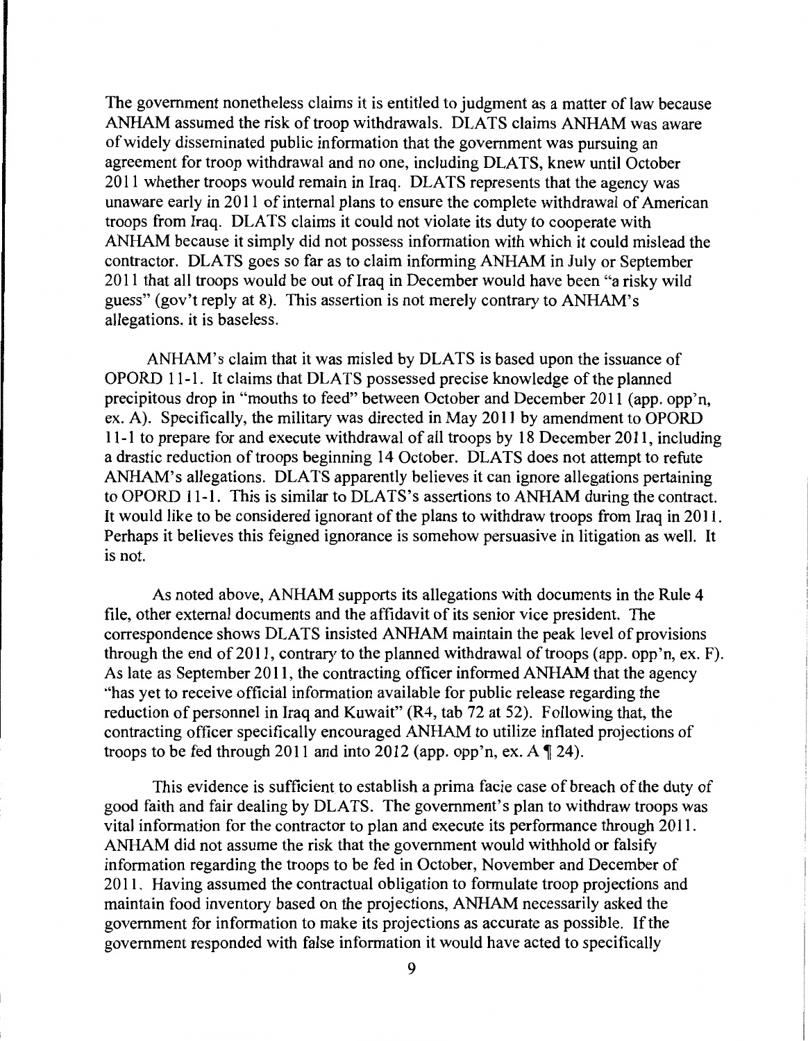The government nonetheless claims it is entitled to judgment as a matter of law because ANHAM assumed the risk of troop withdrawals. DLATS claims ANHAM was aware of widely disseminated public information that the government was pursuing an agreement for troop withdrawal and no one, including DLATS, knew until October 2011 whether troops would remain in Iraq. DLATS represents that the agency was unaware early in 2011 of internal plans to ensure the complete withdrawal of American troops from Iraq. DLATS claims it could not violate its duty to cooperate with ANHAM because it simply did not possess information with which it could mislead the contractor. DLATS goes so far as to claim informing ANHAM in July or September 2011 that all troops would be out of Iraq in December would have been "a risky wild guess" (gov't reply at 8). This assertion is not merely contrary to ANHAM's allegations, it is baseless.

ANHAM's claim that it was misled by DLATS is based upon the issuance of OPORD 11-1. It claims that DLATS possessed precise knowledge of the planned precipitous drop in "mouths to feed" between October and December 2011 (app. opp'n, ex. A). Specifically, the military was directed in May 2011 by amendment to OPORD 11-1 to prepare for and execute withdrawal of all troops by 18 December 2011, including a drastic reduction of troops beginning 14 October. DLATS does not attempt to refute ANHAM's allegations. DLATS apparently believes it can ignore allegations pertaining to OPORD 11-1. This is similar to DLATS's assertions to ANHAM during the contract. It would like to be considered ignorant of the plans to withdraw troops from Iraq in 2011. Perhaps it believes this feigned ignorance is somehow persuasive in litigation as well. It is not.

As noted above, ANHAM supports its allegations with documents in the Rule 4 file, other external documents and the affidavit of its senior vice president. The correspondence shows DLATS insisted ANHAM maintain the peak level of provisions through the end of 2011, contrary to the planned withdrawal of troops (app. opp'n, ex. F). As late as September 2011, the contracting officer informed ANHAM that the agency "has yet to receive official information available for public release regarding the reduction of personnel in Iraq and Kuwait" (R4, tab 72 at 52). Following that, the contracting officer specifically encouraged ANHAM to utilize inflated projections of troops to be fed through 2011 and into 2012 (app. opp'n, ex. A ¶ 24).

This evidence is sufficient to establish a prima facie case of breach of the duty of good faith and fair dealing by DLATS. The government's plan to withdraw troops was vital information for the contractor to plan and execute its performance through 2011. ANHAM did not assume the risk that the government would withhold or falsify information regarding the troops to be fed in October, November and December of 2011. Having assumed the contractual obligation to formulate troop projections and maintain food inventory based on the projections, ANHAM necessarily asked the government for information to make its projections as accurate as possible. If the government responded with false information it would have acted to specifically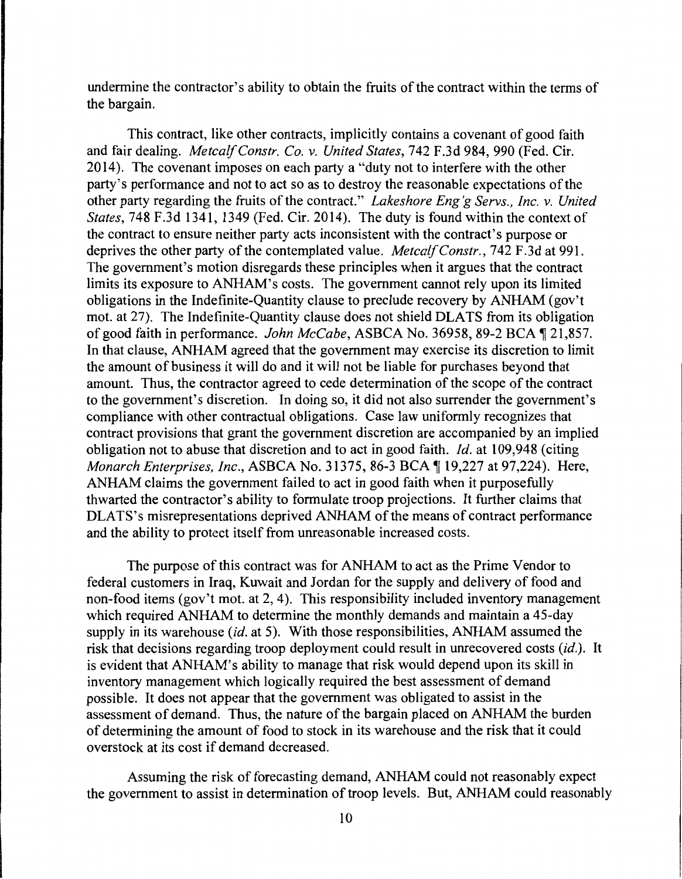undermine the contractor's ability to obtain the fruits of the contract within the terms of the bargain.

This contract, like other contracts, implicitly contains a covenant of good faith and fair dealing. *Metcalf Constr. Co. v. United States*, 742 F.3d 984, 990 (Fed. Cir. 2014). The covenant imposes on each party a "duty not to interfere with the other party's performance and not to act so as to destroy the reasonable expectations of the other party regarding the fruits of the contract." *Lakeshore Eng'g Servs., Inc. v. United States*, 748 F.3d 1341, 1349 (Fed. Cir. 2014). The duty is found within the context of the contract to ensure neither party acts inconsistent with the contract's purpose or deprives the other party of the contemplated value. *Metcalf Constr.*, 742 F.3d at 991. The government's motion disregards these principles when it argues that the contract limits its exposure to ANHAM's costs. The government cannot rely upon its limited obligations in the Indefinite-Quantity clause to preclude recovery by ANHAM (gov't mot. at 27). The Indefinite-Quantity clause does not shield DLATS from its obligation of good faith in performance. *John McCabe*, ASBCA No. 36958, 89-2 BCA ¶ 21,857. In that clause, ANHAM agreed that the government may exercise its discretion to limit the amount of business it will do and it will not be liable for purchases beyond that amount. Thus, the contractor agreed to cede determination of the scope of the contract to the government's discretion. In doing so, it did not also surrender the government's compliance with other contractual obligations. Case law uniformly recognizes that contract provisions that grant the government discretion are accompanied by an implied obligation not to abuse that discretion and to act in good faith. *Id.* at 109,948 (citing *Monarch Enterprises, Inc.*, ASBCA No. 31375, 86-3 BCA ¶ 19,227 at 97,224). Here, ANHAM claims the government failed to act in good faith when it purposefully thwarted the contractor's ability to formulate troop projections. It further claims that DLATS's misrepresentations deprived ANHAM of the means of contract performance and the ability to protect itself from unreasonable increased costs.

The purpose of this contract was for ANHAM to act as the Prime Vendor to federal customers in Iraq, Kuwait and Jordan for the supply and delivery of food and non-food items (gov't mot. at 2, 4). This responsibility included inventory management which required ANHAM to determine the monthly demands and maintain a 45-day supply in its warehouse (*id.* at 5). With those responsibilities, ANHAM assumed the risk that decisions regarding troop deployment could result in unrecovered costs (*id.*). It is evident that ANHAM's ability to manage that risk would depend upon its skill in inventory management which logically required the best assessment of demand possible. It does not appear that the government was obligated to assist in the assessment of demand. Thus, the nature of the bargain placed on ANHAM the burden of determining the amount of food to stock in its warehouse and the risk that it could overstock at its cost if demand decreased.

Assuming the risk of forecasting demand, ANHAM could not reasonably expect the government to assist in determination of troop levels. But, ANHAM could reasonably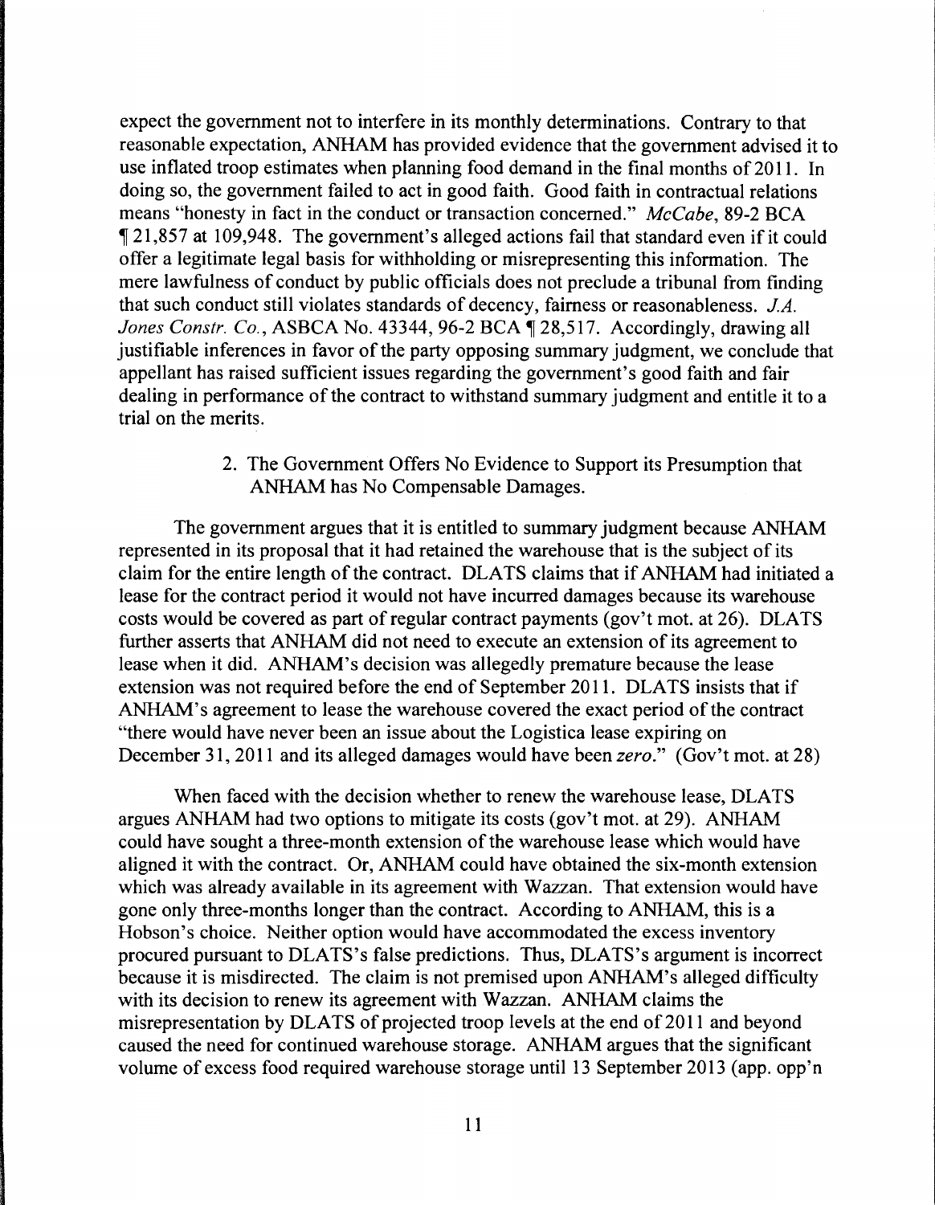expect the government not to interfere in its monthly determinations. Contrary to that reasonable expectation, ANHAM has provided evidence that the government advised it to use inflated troop estimates when planning food demand in the final months of 2011. In doing so, the government failed to act in good faith. Good faith in contractual relations means "honesty in fact in the conduct or transaction concerned." *McCabe*, 89-2 BCA ¶ 21,857 at 109,948. The government's alleged actions fail that standard even if it could offer a legitimate legal basis for withholding or misrepresenting this information. The mere lawfulness of conduct by public officials does not preclude a tribunal from finding that such conduct still violates standards of decency, fairness or reasonableness. *J.A. Jones Constr. Co.*, ASBCA No. 43344, 96-2 BCA ¶ 28,517. Accordingly, drawing all justifiable inferences in favor of the party opposing summary judgment, we conclude that appellant has raised sufficient issues regarding the government's good faith and fair dealing in performance of the contract to withstand summary judgment and entitle it to a trial on the merits.

2. The Government Offers No Evidence to Support its Presumption that ANHAM has No Compensable Damages.

The government argues that it is entitled to summary judgment because ANHAM represented in its proposal that it had retained the warehouse that is the subject of its claim for the entire length of the contract. DLATS claims that if ANHAM had initiated a lease for the contract period it would not have incurred damages because its warehouse costs would be covered as part of regular contract payments (gov't mot. at 26). DLATS further asserts that ANHAM did not need to execute an extension of its agreement to lease when it did. ANHAM's decision was allegedly premature because the lease extension was not required before the end of September 2011. DLATS insists that if ANHAM's agreement to lease the warehouse covered the exact period of the contract "there would have never been an issue about the Logistica lease expiring on December 31, 2011 and its alleged damages would have been *zero*." (Gov't mot. at 28)

When faced with the decision whether to renew the warehouse lease, DLATS argues ANHAM had two options to mitigate its costs (gov't mot. at 29). ANHAM could have sought a three-month extension of the warehouse lease which would have aligned it with the contract. Or, ANHAM could have obtained the six-month extension which was already available in its agreement with Wazzan. That extension would have gone only three-months longer than the contract. According to ANHAM, this is a Hobson's choice. Neither option would have accommodated the excess inventory procured pursuant to DLATS's false predictions. Thus, DLATS's argument is incorrect because it is misdirected. The claim is not premised upon ANHAM's alleged difficulty with its decision to renew its agreement with Wazzan. ANHAM claims the misrepresentation by DLATS of projected troop levels at the end of 2011 and beyond caused the need for continued warehouse storage. ANHAM argues that the significant volume of excess food required warehouse storage until 13 September 2013 (app. opp'n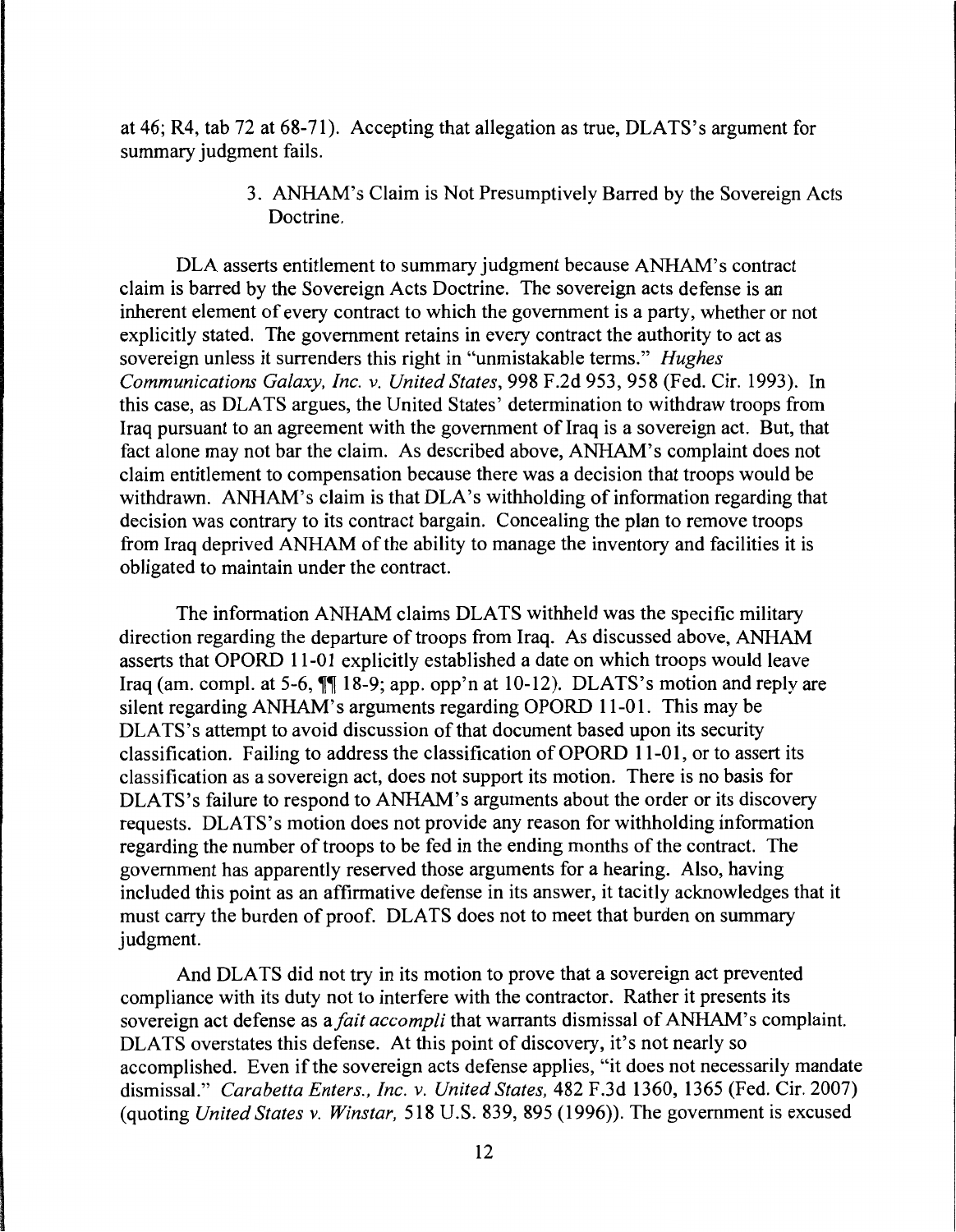at 46; R4, tab 72 at 68-71). Accepting that allegation as true, DLATS's argument for summary judgment fails.

### 3. ANHAM's Claim is Not Presumptively Barred by the Sovereign Acts Doctrine.

DLA asserts entitlement to summary judgment because ANHAM's contract claim is barred by the Sovereign Acts Doctrine. The sovereign acts defense is an inherent element of every contract to which the government is a party, whether or not explicitly stated. The government retains in every contract the authority to act as sovereign unless it surrenders this right in "unmistakable terms." *Hughes Communications Galaxy, Inc. v. United States*, 998 F.2d 953, 958 (Fed. Cir. 1993). In this case, as DLATS argues, the United States' determination to withdraw troops from Iraq pursuant to an agreement with the government of Iraq is a sovereign act. But, that fact alone may not bar the claim. As described above, ANHAM's complaint does not claim entitlement to compensation because there was a decision that troops would be withdrawn. ANHAM's claim is that DLA's withholding of information regarding that decision was contrary to its contract bargain. Concealing the plan to remove troops from Iraq deprived ANHAM of the ability to manage the inventory and facilities it is obligated to maintain under the contract.

The information ANHAM claims DLATS withheld was the specific military direction regarding the departure of troops from Iraq. As discussed above, ANHAM asserts that OPORD 11-01 explicitly established a date on which troops would leave Iraq (am. compl. at 5-6, ¶¶ 18-9; app. opp'n at 10-12). DLATS's motion and reply are silent regarding ANHAM's arguments regarding OPORD 11-01. This may be DLATS's attempt to avoid discussion of that document based upon its security classification. Failing to address the classification of OPORD 11-01, or to assert its classification as a sovereign act, does not support its motion. There is no basis for DLATS's failure to respond to ANHAM's arguments about the order or its discovery requests. DLATS's motion does not provide any reason for withholding information regarding the number of troops to be fed in the ending months of the contract. The government has apparently reserved those arguments for a hearing. Also, having included this point as an affirmative defense in its answer, it tacitly acknowledges that it must carry the burden of proof. DLATS does not to meet that burden on summary judgment.

And DLATS did not try in its motion to prove that a sovereign act prevented compliance with its duty not to interfere with the contractor. Rather it presents its sovereign act defense as a *fait accompli* that warrants dismissal of ANHAM's complaint. DLATS overstates this defense. At this point of discovery, it's not nearly so accomplished. Even if the sovereign acts defense applies, "it does not necessarily mandate dismissal." *Carabetta Enters., Inc. v. United States,* 482 F.3d 1360, 1365 (Fed. Cir. 2007) (quoting *United States v. Winstar,* 518 U.S. 839, 895 (1996)). The government is excused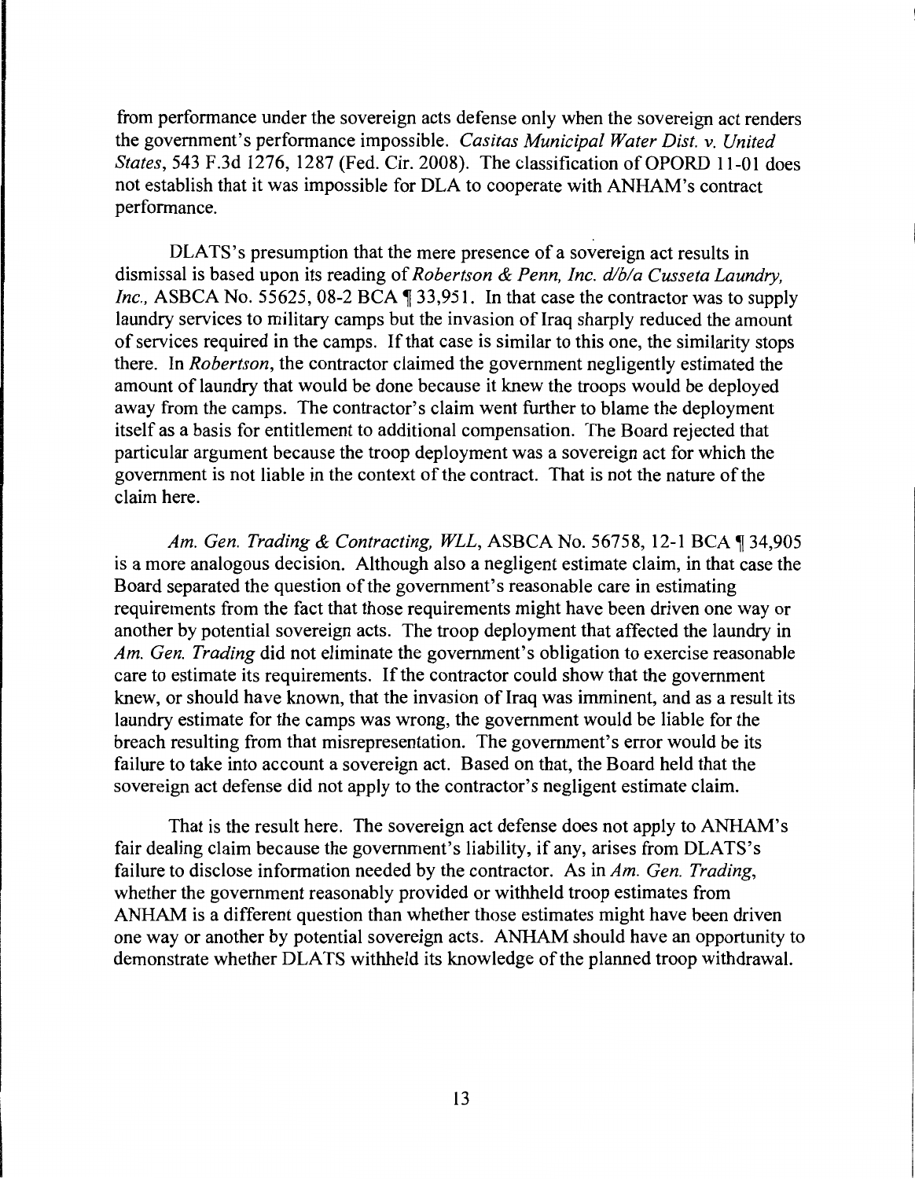from performance under the sovereign acts defense only when the sovereign act renders the government's performance impossible. *Casitas Municipal Water Dist. v. United States*, 543 F.3d 1276, 1287 (Fed. Cir. 2008). The classification of OPORD 11-01 does not establish that it was impossible for DLA to cooperate with ANHAM's contract performance.

DLATS's presumption that the mere presence of a sovereign act results in dismissal is based upon its reading of *Robertson & Penn, Inc. d/b/a Cusseta Laundry, Inc.*, ASBCA No. 55625, 08-2 BCA ¶ 33,951. In that case the contractor was to supply laundry services to military camps but the invasion of Iraq sharply reduced the amount of services required in the camps. If that case is similar to this one, the similarity stops there. In *Robertson*, the contractor claimed the government negligently estimated the amount of laundry that would be done because it knew the troops would be deployed away from the camps. The contractor's claim went further to blame the deployment itself as a basis for entitlement to additional compensation. The Board rejected that particular argument because the troop deployment was a sovereign act for which the government is not liable in the context of the contract. That is not the nature of the claim here.

*Am. Gen. Trading & Contracting, WLL*, ASBCA No. 56758, 12-1 BCA ¶ 34,905 is a more analogous decision. Although also a negligent estimate claim, in that case the Board separated the question of the government's reasonable care in estimating requirements from the fact that those requirements might have been driven one way or another by potential sovereign acts. The troop deployment that affected the laundry in *Am. Gen. Trading* did not eliminate the government's obligation to exercise reasonable care to estimate its requirements. If the contractor could show that the government knew, or should have known, that the invasion of Iraq was imminent, and as a result its laundry estimate for the camps was wrong, the government would be liable for the breach resulting from that misrepresentation. The government's error would be its failure to take into account a sovereign act. Based on that, the Board held that the sovereign act defense did not apply to the contractor's negligent estimate claim.

That is the result here. The sovereign act defense does not apply to ANHAM's fair dealing claim because the government's liability, if any, arises from DLATS's failure to disclose information needed by the contractor. As in *Am. Gen. Trading*, whether the government reasonably provided or withheld troop estimates from ANHAM is a different question than whether those estimates might have been driven one way or another by potential sovereign acts. ANHAM should have an opportunity to demonstrate whether DLATS withheld its knowledge of the planned troop withdrawal.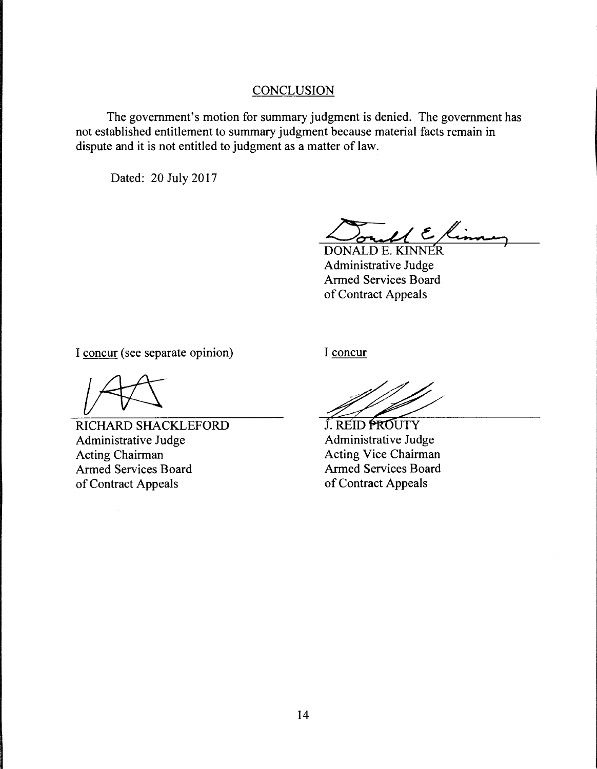## CONCLUSION

The government's motion for summary judgment is denied. The government has not established entitlement to summary judgment because material facts remain in dispute and it is not entitled to judgment as a matter of law.

Dated: 20 July 2017

DONALD E. KINNER
Administrative Judge
Armed Services Board
of Contract Appeals

I concur (see separate opinion)

RICHARD SHACKLEFORD
Administrative Judge
Acting Chairman
Armed Services Board
of Contract Appeals

I concur

J. REID PROUTY
Administrative Judge
Acting Vice Chairman
Armed Services Board
of Contract Appeals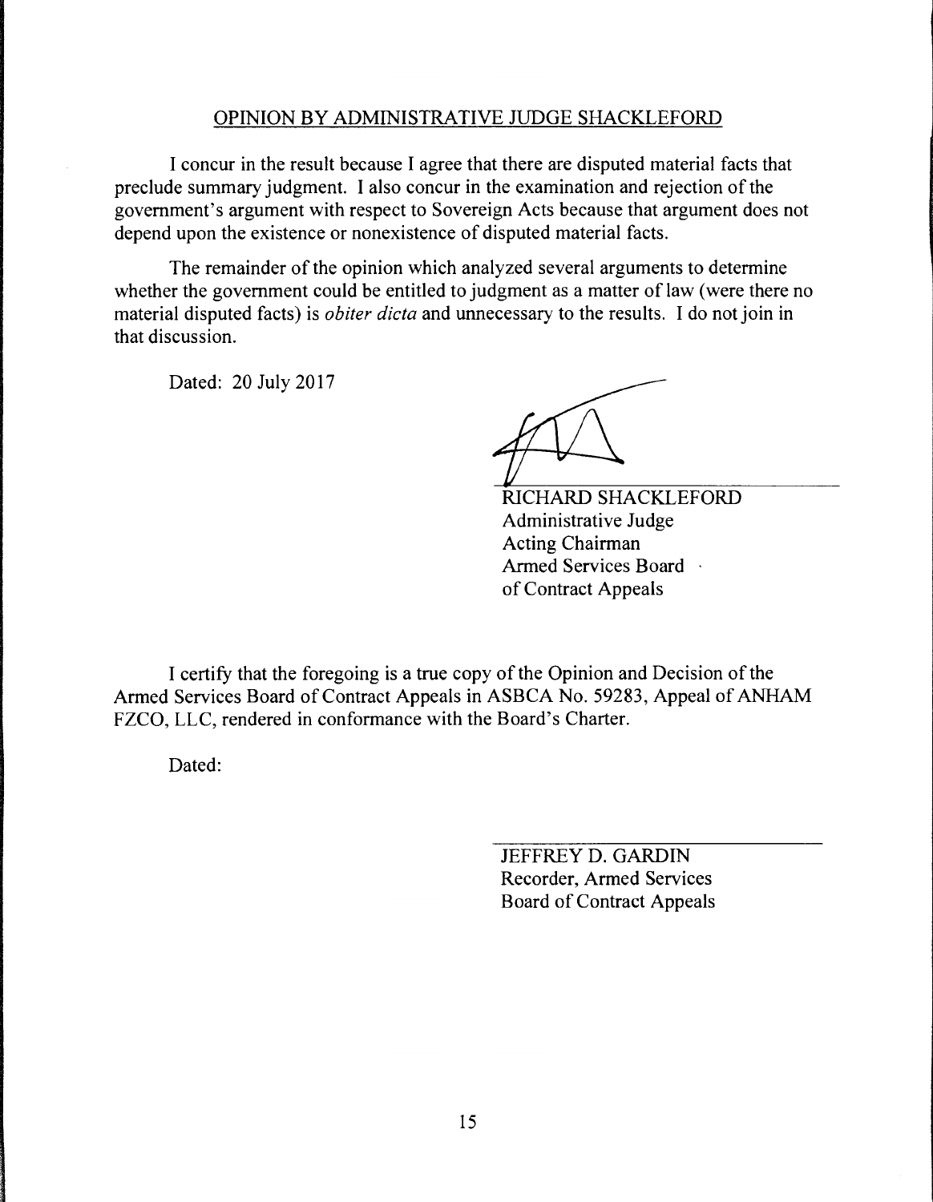OPINION BY ADMINISTRATIVE JUDGE SHACKLEFORD

I concur in the result because I agree that there are disputed material facts that preclude summary judgment. I also concur in the examination and rejection of the government's argument with respect to Sovereign Acts because that argument does not depend upon the existence or nonexistence of disputed material facts.

The remainder of the opinion which analyzed several arguments to determine whether the government could be entitled to judgment as a matter of law (were there no material disputed facts) is *obiter dicta* and unnecessary to the results. I do not join in that discussion.

Dated: 20 July 2017

RICHARD SHACKLEFORD
Administrative Judge
Acting Chairman
Armed Services Board
of Contract Appeals

I certify that the foregoing is a true copy of the Opinion and Decision of the Armed Services Board of Contract Appeals in ASBCA No. 59283, Appeal of ANHAM FZCO, LLC, rendered in conformance with the Board's Charter.

Dated:

JEFFREY D. GARDIN
Recorder, Armed Services
Board of Contract Appeals